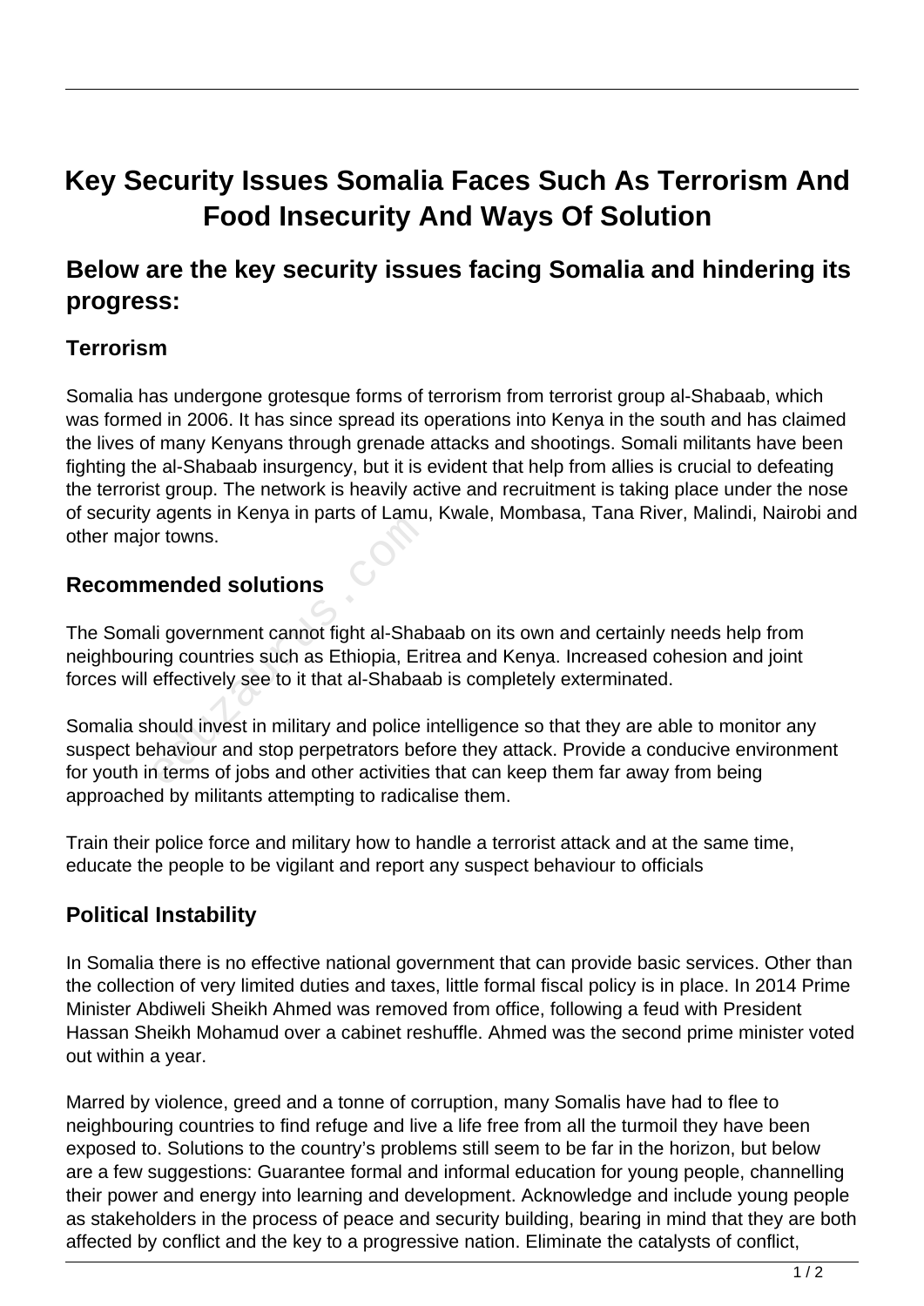# Key Security Issues Somalia Faces Such As Terrorism And Food Insecurity And Ways Of Solution

## Below are the key security issues facing Somalia and hindering its progress:

### Terrorism

Somalia has undergone grotesque forms of terrorism from terrorist group al-Shabaab, which was formed in 2006. It has since spread its operations into Kenya in the south and has claimed the lives of many Kenyans through grenade attacks and shootings. Somali militants have been fighting the al-Shabaab insurgency, but it is evident that help from allies is crucial to defeating the terrorist group. The network is heavily active and recruitment is taking place under the nose of security agents in Kenya in parts of Lamu, Kwale, Mombasa, Tana River, Malindi, Nairobi and other major towns.

### Recommended solutions

The Somali government cannot fight al-Shabaab on its own and certainly needs help from neighbouring countries such as Ethiopia, Eritrea and Kenya. Increased cohesion and joint forces will effectively see to it that al-Shabaab is completely exterminated.

Somalia should invest in military and police intelligence so that they are able to monitor any suspect behaviour and stop perpetrators before they attack. Provide a conducive environment for youth in terms of jobs and other activities that can keep them far away from being approached by militants attempting to radicalise them.

Train their police force and military how to handle a terrorist attack and at the same time, educate the people to be vigilant and report any suspect behaviour to officials

### Political Instability

In Somalia there is no effective national government that can provide basic services. Other than the collection of very limited duties and taxes, little formal fiscal policy is in place. In 2014 Prime Minister Abdiweli Sheikh Ahmed was removed from office, following a feud with President Hassan Sheikh Mohamud over a cabinet reshuffle. Ahmed was the second prime minister voted out within a year.

Marred by violence, greed and a tonne of corruption, many Somalis have had to flee to neighbouring countries to find refuge and live a life free from all the turmoil they have been exposed to. Solutions to the country's problems still seem to be far in the horizon, but below are a few suggestions: Guarantee formal and informal education for young people, channelling their power and energy into learning and development. Acknowledge and include young people as stakeholders in the process of peace and security building, bearing in mind that they are both affected by conflict and the key to a progressive nation. Eliminate the catalysts of conflict,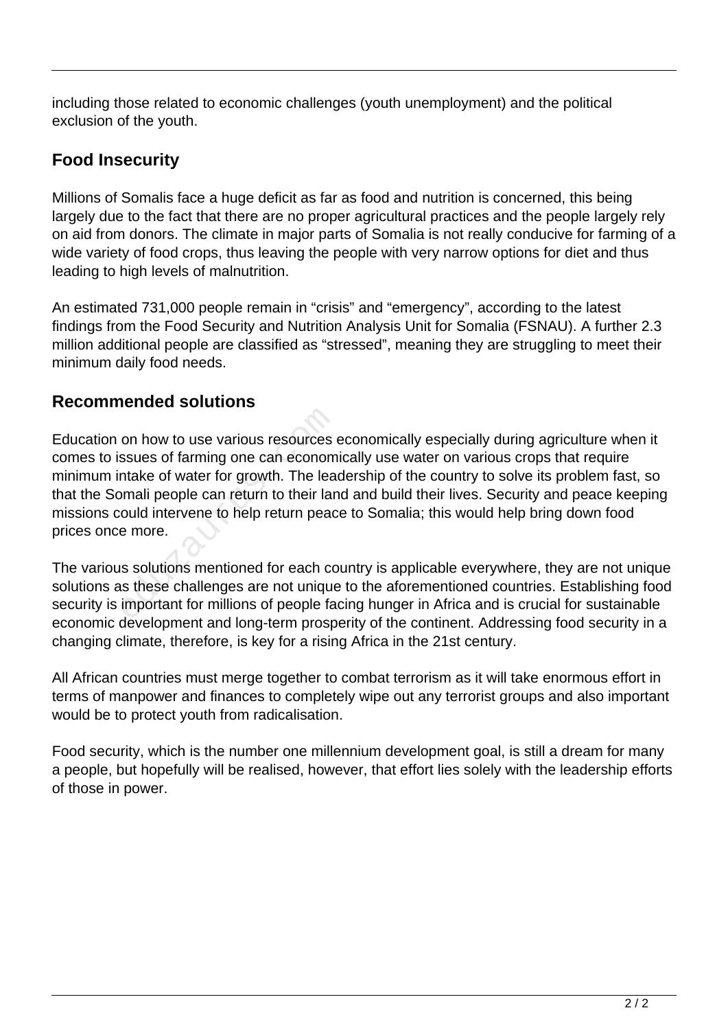including those related to economic challenges (youth unemployment) and the political exclusion of the youth.

## Food Insecurity

Millions of Somalis face a huge deficit as far as food and nutrition is concerned, this being largely due to the fact that there are no proper agricultural practices and the people largely rely on aid from donors. The climate in major parts of Somalia is not really conducive for farming of a wide variety of food crops, thus leaving the people with very narrow options for diet and thus leading to high levels of malnutrition.

An estimated 731,000 people remain in “crisis” and “emergency”, according to the latest findings from the Food Security and Nutrition Analysis Unit for Somalia (FSNAU). A further 2.3 million additional people are classified as “stressed”, meaning they are struggling to meet their minimum daily food needs.

## Recommended solutions

Education on how to use various resources economically especially during agriculture when it comes to issues of farming one can economically use water on various crops that require minimum intake of water for growth. The leadership of the country to solve its problem fast, so that the Somali people can return to their land and build their lives. Security and peace keeping missions could intervene to help return peace to Somalia; this would help bring down food prices once more.

The various solutions mentioned for each country is applicable everywhere, they are not unique solutions as these challenges are not unique to the aforementioned countries. Establishing food security is important for millions of people facing hunger in Africa and is crucial for sustainable economic development and long-term prosperity of the continent. Addressing food security in a changing climate, therefore, is key for a rising Africa in the 21st century.

All African countries must merge together to combat terrorism as it will take enormous effort in terms of manpower and finances to completely wipe out any terrorist groups and also important would be to protect youth from radicalisation.

Food security, which is the number one millennium development goal, is still a dream for many a people, but hopefully will be realised, however, that effort lies solely with the leadership efforts of those in power.